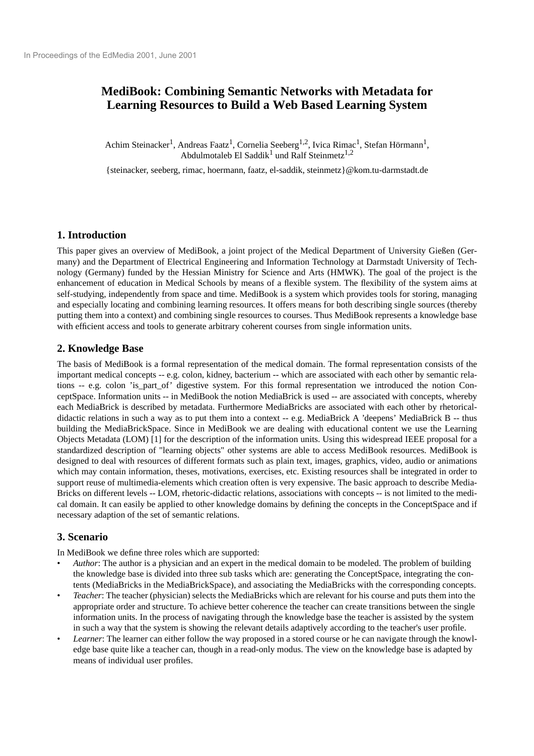# MediBook: Combining Semantic Networks with Metadata for Learning Resources to Build a Web Based Learning System

Achim Steinacker[1], Andreas Faatz[1], Cornelia Seeberg[1,2], Ivica Rimac[1], Stefan Hörmann[1], Abdulmotaleb El Saddik[1] und Ralf Steinmetz[1,2]

{steinacker, seeberg, rimac, hoermann, faatz, el-saddik, steinmetz}@kom.tu-darmstadt.de

## 1. Introduction

This paper gives an overview of MediBook, a joint project of the Medical Department of University Gießen (Germany) and the Department of Electrical Engineering and Information Technology at Darmstadt University of Technology (Germany) funded by the Hessian Ministry for Science and Arts (HMWK). The goal of the project is the enhancement of education in Medical Schools by means of a flexible system. The flexibility of the system aims at self-studying, independently from space and time. MediBook is a system which provides tools for storing, managing and especially locating and combining learning resources. It offers means for both describing single sources (thereby putting them into a context) and combining single resources to courses. Thus MediBook represents a knowledge base with efficient access and tools to generate arbitrary coherent courses from single information units.

## 2. Knowledge Base

The basis of MediBook is a formal representation of the medical domain. The formal representation consists of the important medical concepts -- e.g. colon, kidney, bacterium -- which are associated with each other by semantic relations -- e.g. colon 'is_part_of' digestive system. For this formal representation we introduced the notion ConceptSpace. Information units -- in MediBook the notion MediaBrick is used -- are associated with concepts, whereby each MediaBrick is described by metadata. Furthermore MediaBricks are associated with each other by rhetorical-didactic relations in such a way as to put them into a context -- e.g. MediaBrick A 'deepens' MediaBrick B -- thus building the MediaBrickSpace. Since in MediBook we are dealing with educational content we use the Learning Objects Metadata (LOM) [1] for the description of the information units. Using this widespread IEEE proposal for a standardized description of "learning objects" other systems are able to access MediBook resources. MediBook is designed to deal with resources of different formats such as plain text, images, graphics, video, audio or animations which may contain information, theses, motivations, exercises, etc. Existing resources shall be integrated in order to support reuse of multimedia-elements which creation often is very expensive. The basic approach to describe MediaBricks on different levels -- LOM, rhetoric-didactic relations, associations with concepts -- is not limited to the medical domain. It can easily be applied to other knowledge domains by defining the concepts in the ConceptSpace and if necessary adaption of the set of semantic relations.

## 3. Scenario

In MediBook we define three roles which are supported:

- *Author*: The author is a physician and an expert in the medical domain to be modeled. The problem of building the knowledge base is divided into three sub tasks which are: generating the ConceptSpace, integrating the contents (MediaBricks in the MediaBrickSpace), and associating the MediaBricks with the corresponding concepts.
- *Teacher*: The teacher (physician) selects the MediaBricks which are relevant for his course and puts them into the appropriate order and structure. To achieve better coherence the teacher can create transitions between the single information units. In the process of navigating through the knowledge base the teacher is assisted by the system in such a way that the system is showing the relevant details adaptively according to the teacher's user profile.
- *Learner*: The learner can either follow the way proposed in a stored course or he can navigate through the knowledge base quite like a teacher can, though in a read-only modus. The view on the knowledge base is adapted by means of individual user profiles.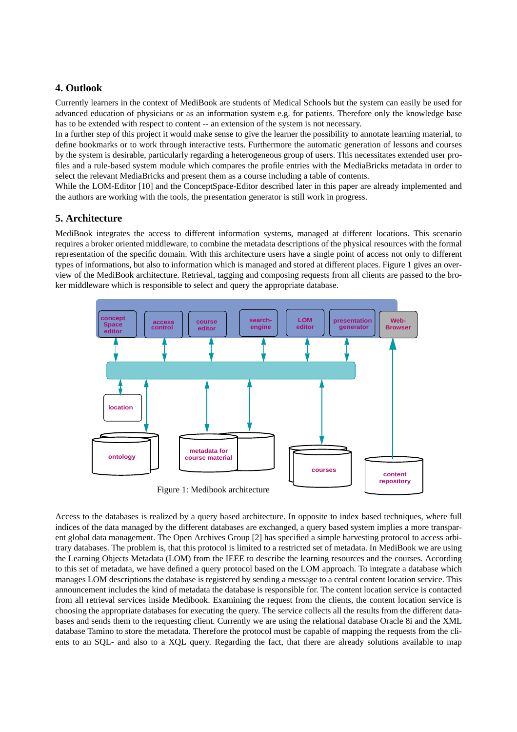## 4. Outlook

Currently learners in the context of MediBook are students of Medical Schools but the system can easily be used for advanced education of physicians or as an information system e.g. for patients. Therefore only the knowledge base has to be extended with respect to content -- an extension of the system is not necessary.

In a further step of this project it would make sense to give the learner the possibility to annotate learning material, to define bookmarks or to work through interactive tests. Furthermore the automatic generation of lessons and courses by the system is desirable, particularly regarding a heterogeneous group of users. This necessitates extended user profiles and a rule-based system module which compares the profile entries with the MediaBricks metadata in order to select the relevant MediaBricks and present them as a course including a table of contents.

While the LOM-Editor [10] and the ConceptSpace-Editor described later in this paper are already implemented and the authors are working with the tools, the presentation generator is still work in progress.

## 5. Architecture

MediBook integrates the access to different information systems, managed at different locations. This scenario requires a broker oriented middleware, to combine the metadata descriptions of the physical resources with the formal representation of the specific domain. With this architecture users have a single point of access not only to different types of informations, but also to information which is managed and stored at different places. Figure 1 gives an overview of the MediBook architecture. Retrieval, tagging and composing requests from all clients are passed to the broker middleware which is responsible to select and query the appropriate database.

concept Space editor
access control
course editor
search-engine
LOM editor
presentation generator
Web-Browser
location
ontology
metadata for course material
courses
content repository

Figure 1: Medibook architecture

Access to the databases is realized by a query based architecture. In opposite to index based techniques, where full indices of the data managed by the different databases are exchanged, a query based system implies a more transparent global data management. The Open Archives Group [2] has specified a simple harvesting protocol to access arbitrary databases. The problem is, that this protocol is limited to a restricted set of metadata. In MediBook we are using the Learning Objects Metadata (LOM) from the IEEE to describe the learning resources and the courses. According to this set of metadata, we have defined a query protocol based on the LOM approach. To integrate a database which manages LOM descriptions the database is registered by sending a message to a central content location service. This announcement includes the kind of metadata the database is responsible for. The content location service is contacted from all retrieval services inside Medibook. Examining the request from the clients, the content location service is choosing the appropriate databases for executing the query. The service collects all the results from the different databases and sends them to the requesting client. Currently we are using the relational database Oracle 8i and the XML database Tamino to store the metadata. Therefore the protocol must be capable of mapping the requests from the clients to an SQL- and also to a XQL query. Regarding the fact, that there are already solutions available to map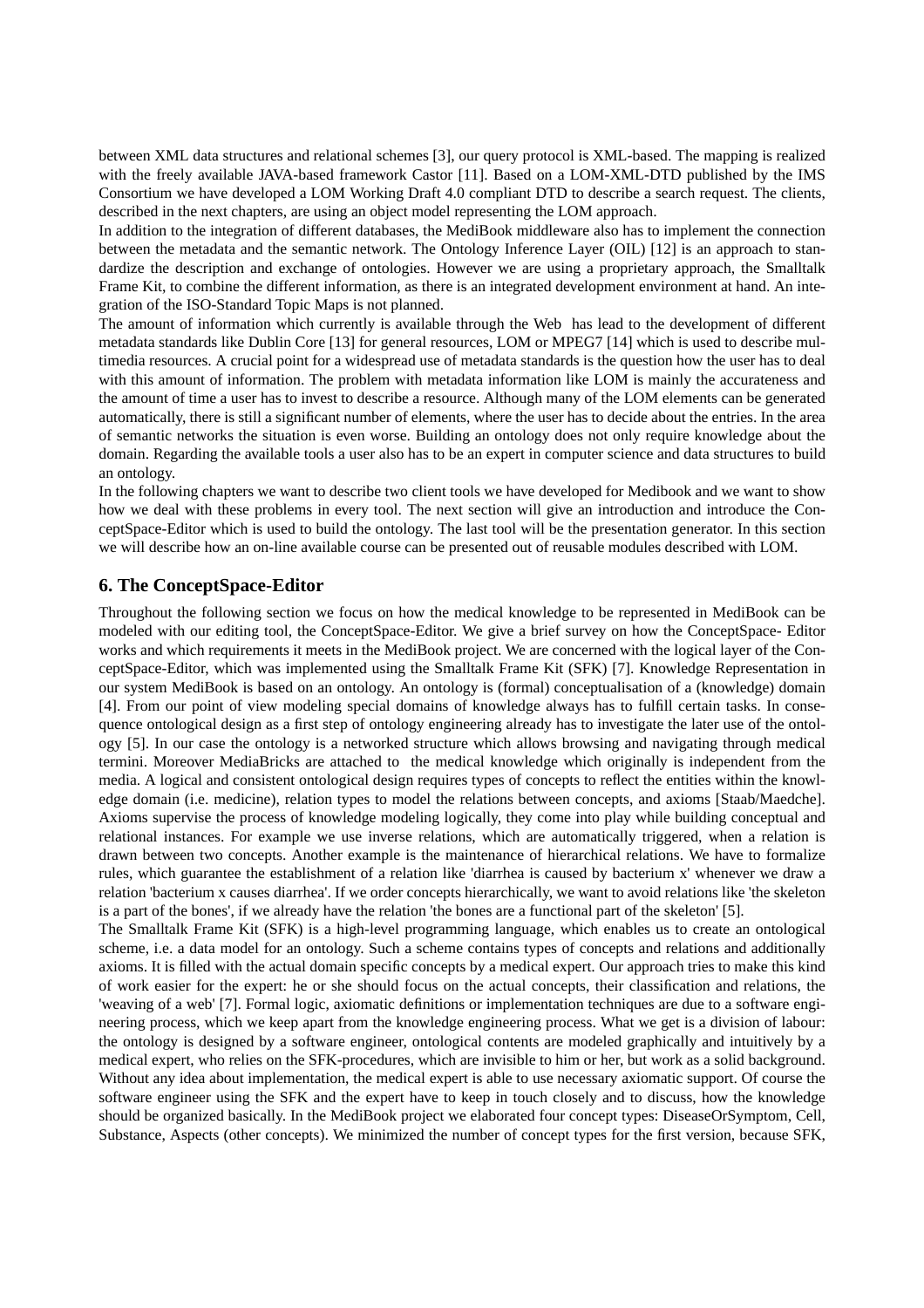between XML data structures and relational schemes [3], our query protocol is XML-based. The mapping is realized with the freely available JAVA-based framework Castor [11]. Based on a LOM-XML-DTD published by the IMS Consortium we have developed a LOM Working Draft 4.0 compliant DTD to describe a search request. The clients, described in the next chapters, are using an object model representing the LOM approach.

In addition to the integration of different databases, the MediBook middleware also has to implement the connection between the metadata and the semantic network. The Ontology Inference Layer (OIL) [12] is an approach to standardize the description and exchange of ontologies. However we are using a proprietary approach, the Smalltalk Frame Kit, to combine the different information, as there is an integrated development environment at hand. An integration of the ISO-Standard Topic Maps is not planned.

The amount of information which currently is available through the Web has lead to the development of different metadata standards like Dublin Core [13] for general resources, LOM or MPEG7 [14] which is used to describe multimedia resources. A crucial point for a widespread use of metadata standards is the question how the user has to deal with this amount of information. The problem with metadata information like LOM is mainly the accurateness and the amount of time a user has to invest to describe a resource. Although many of the LOM elements can be generated automatically, there is still a significant number of elements, where the user has to decide about the entries. In the area of semantic networks the situation is even worse. Building an ontology does not only require knowledge about the domain. Regarding the available tools a user also has to be an expert in computer science and data structures to build an ontology.

In the following chapters we want to describe two client tools we have developed for Medibook and we want to show how we deal with these problems in every tool. The next section will give an introduction and introduce the ConceptSpace-Editor which is used to build the ontology. The last tool will be the presentation generator. In this section we will describe how an on-line available course can be presented out of reusable modules described with LOM.

## 6. The ConceptSpace-Editor

Throughout the following section we focus on how the medical knowledge to be represented in MediBook can be modeled with our editing tool, the ConceptSpace-Editor. We give a brief survey on how the ConceptSpace- Editor works and which requirements it meets in the MediBook project. We are concerned with the logical layer of the ConceptSpace-Editor, which was implemented using the Smalltalk Frame Kit (SFK) [7]. Knowledge Representation in our system MediBook is based on an ontology. An ontology is (formal) conceptualisation of a (knowledge) domain [4]. From our point of view modeling special domains of knowledge always has to fulfill certain tasks. In consequence ontological design as a first step of ontology engineering already has to investigate the later use of the ontology [5]. In our case the ontology is a networked structure which allows browsing and navigating through medical termini. Moreover MediaBricks are attached to the medical knowledge which originally is independent from the media. A logical and consistent ontological design requires types of concepts to reflect the entities within the knowledge domain (i.e. medicine), relation types to model the relations between concepts, and axioms [Staab/Maedche]. Axioms supervise the process of knowledge modeling logically, they come into play while building conceptual and relational instances. For example we use inverse relations, which are automatically triggered, when a relation is drawn between two concepts. Another example is the maintenance of hierarchical relations. We have to formalize rules, which guarantee the establishment of a relation like 'diarrhea is caused by bacterium x' whenever we draw a relation 'bacterium x causes diarrhea'. If we order concepts hierarchically, we want to avoid relations like 'the skeleton is a part of the bones', if we already have the relation 'the bones are a functional part of the skeleton' [5].

The Smalltalk Frame Kit (SFK) is a high-level programming language, which enables us to create an ontological scheme, i.e. a data model for an ontology. Such a scheme contains types of concepts and relations and additionally axioms. It is filled with the actual domain specific concepts by a medical expert. Our approach tries to make this kind of work easier for the expert: he or she should focus on the actual concepts, their classification and relations, the 'weaving of a web' [7]. Formal logic, axiomatic definitions or implementation techniques are due to a software engineering process, which we keep apart from the knowledge engineering process. What we get is a division of labour: the ontology is designed by a software engineer, ontological contents are modeled graphically and intuitively by a medical expert, who relies on the SFK-procedures, which are invisible to him or her, but work as a solid background. Without any idea about implementation, the medical expert is able to use necessary axiomatic support. Of course the software engineer using the SFK and the expert have to keep in touch closely and to discuss, how the knowledge should be organized basically. In the MediBook project we elaborated four concept types: DiseaseOrSymptom, Cell, Substance, Aspects (other concepts). We minimized the number of concept types for the first version, because SFK,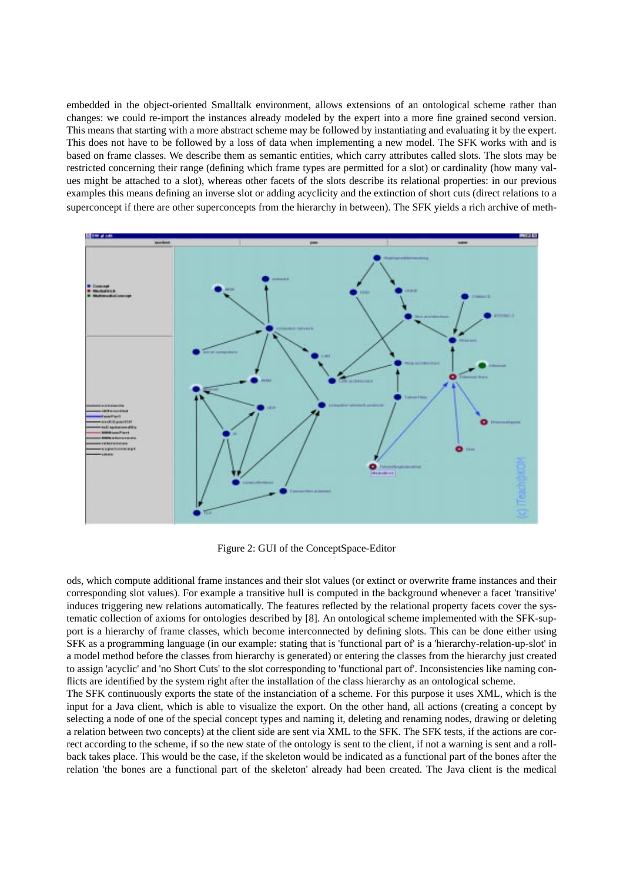embedded in the object-oriented Smalltalk environment, allows extensions of an ontological scheme rather than changes: we could re-import the instances already modeled by the expert into a more fine grained second version. This means that starting with a more abstract scheme may be followed by instantiating and evaluating it by the expert. This does not have to be followed by a loss of data when implementing a new model. The SFK works with and is based on frame classes. We describe them as semantic entities, which carry attributes called slots. The slots may be restricted concerning their range (defining which frame types are permitted for a slot) or cardinality (how many values might be attached to a slot), whereas other facets of the slots describe its relational properties: in our previous examples this means defining an inverse slot or adding acyclicity and the extinction of short cuts (direct relations to a superconcept if there are other superconcepts from the hierarchy in between). The SFK yields a rich archive of methods, which compute additional frame instances and their slot values (or extinct or overwrite frame instances and their corresponding slot values). For example a transitive hull is computed in the background whenever a facet 'transitive' induces triggering new relations automatically. The features reflected by the relational property facets cover the systematic collection of axioms for ontologies described by [8]. An ontological scheme implemented with the SFK-support is a hierarchy of frame classes, which become interconnected by defining slots. This can be done either using SFK as a programming language (in our example: stating that is 'functional part of' is a 'hierarchy-relation-up-slot' in a model method before the classes from hierarchy is generated) or entering the classes from the hierarchy just created to assign 'acyclic' and 'no Short Cuts' to the slot corresponding to 'functional part of'. Inconsistencies like naming conflicts are identified by the system right after the installation of the class hierarchy as an ontological scheme.

Figure 2: GUI of the ConceptSpace-Editor

The SFK continuously exports the state of the instanciation of a scheme. For this purpose it uses XML, which is the input for a Java client, which is able to visualize the export. On the other hand, all actions (creating a concept by selecting a node of one of the special concept types and naming it, deleting and renaming nodes, drawing or deleting a relation between two concepts) at the client side are sent via XML to the SFK. The SFK tests, if the actions are correct according to the scheme, if so the new state of the ontology is sent to the client, if not a warning is sent and a rollback takes place. This would be the case, if the skeleton would be indicated as a functional part of the bones after the relation 'the bones are a functional part of the skeleton' already had been created. The Java client is the medical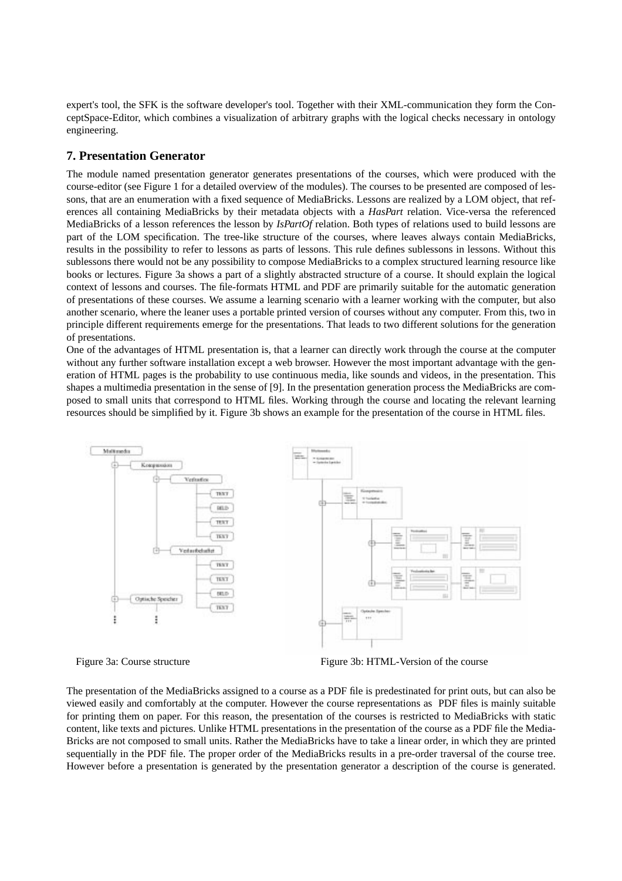expert's tool, the SFK is the software developer's tool. Together with their XML-communication they form the ConceptSpace-Editor, which combines a visualization of arbitrary graphs with the logical checks necessary in ontology engineering.

## 7. Presentation Generator

The module named presentation generator generates presentations of the courses, which were produced with the course-editor (see Figure 1 for a detailed overview of the modules). The courses to be presented are composed of lessons, that are an enumeration with a fixed sequence of MediaBricks. Lessons are realized by a LOM object, that references all containing MediaBricks by their metadata objects with a *HasPart* relation. Vice-versa the referenced MediaBricks of a lesson references the lesson by *IsPartOf* relation. Both types of relations used to build lessons are part of the LOM specification. The tree-like structure of the courses, where leaves always contain MediaBricks, results in the possibility to refer to lessons as parts of lessons. This rule defines sublessons in lessons. Without this sublessons there would not be any possibility to compose MediaBricks to a complex structured learning resource like books or lectures. Figure 3a shows a part of a slightly abstracted structure of a course. It should explain the logical context of lessons and courses. The file-formats HTML and PDF are primarily suitable for the automatic generation of presentations of these courses. We assume a learning scenario with a learner working with the computer, but also another scenario, where the leaner uses a portable printed version of courses without any computer. From this, two in principle different requirements emerge for the presentations. That leads to two different solutions for the generation of presentations.

One of the advantages of HTML presentation is, that a learner can directly work through the course at the computer without any further software installation except a web browser. However the most important advantage with the generation of HTML pages is the probability to use continuous media, like sounds and videos, in the presentation. This shapes a multimedia presentation in the sense of [9]. In the presentation generation process the MediaBricks are composed to small units that correspond to HTML files. Working through the course and locating the relevant learning resources should be simplified by it. Figure 3b shows an example for the presentation of the course in HTML files.

Multimedia

Kompression

Verfahren

TEXT

BILD

TEXT

TEXT

Verlustbehaftet

TEXT

TEXT

BILD

TEXT

Optische Speicher

Figure 3a: Course structure

Figure 3b: HTML-Version of the course

The presentation of the MediaBricks assigned to a course as a PDF file is predestinated for print outs, but can also be viewed easily and comfortably at the computer. However the course representations as PDF files is mainly suitable for printing them on paper. For this reason, the presentation of the courses is restricted to MediaBricks with static content, like texts and pictures. Unlike HTML presentations in the presentation of the course as a PDF file the MediaBricks are not composed to small units. Rather the MediaBricks have to take a linear order, in which they are printed sequentially in the PDF file. The proper order of the MediaBricks results in a pre-order traversal of the course tree. However before a presentation is generated by the presentation generator a description of the course is generated.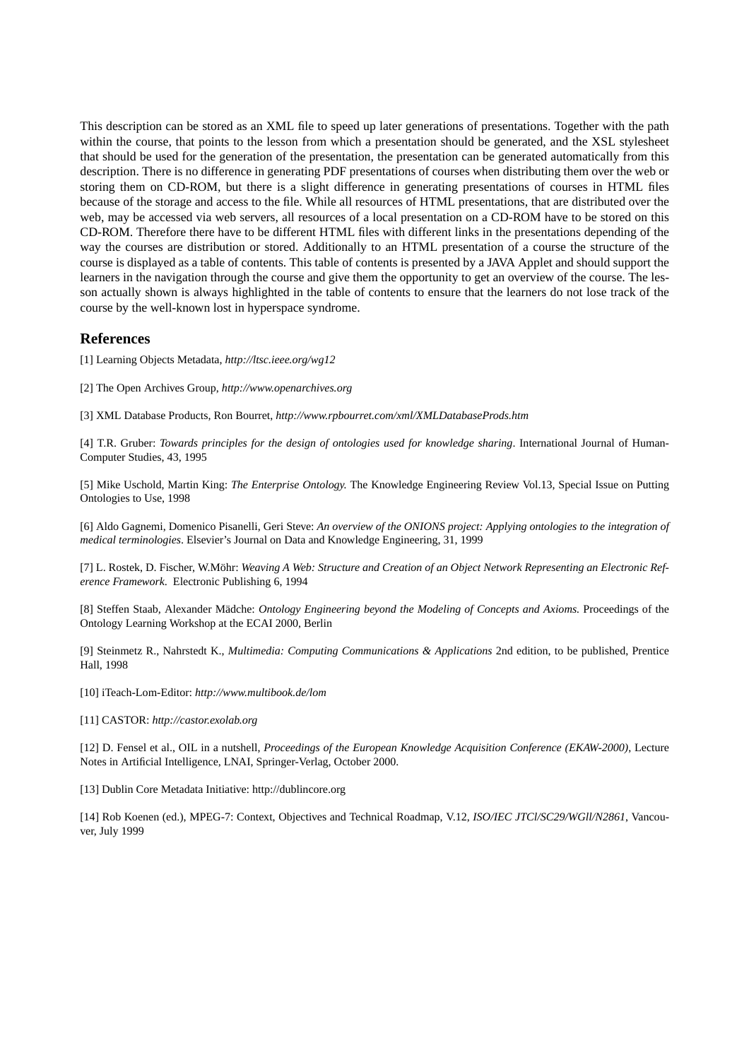This description can be stored as an XML file to speed up later generations of presentations. Together with the path within the course, that points to the lesson from which a presentation should be generated, and the XSL stylesheet that should be used for the generation of the presentation, the presentation can be generated automatically from this description. There is no difference in generating PDF presentations of courses when distributing them over the web or storing them on CD-ROM, but there is a slight difference in generating presentations of courses in HTML files because of the storage and access to the file. While all resources of HTML presentations, that are distributed over the web, may be accessed via web servers, all resources of a local presentation on a CD-ROM have to be stored on this CD-ROM. Therefore there have to be different HTML files with different links in the presentations depending of the way the courses are distribution or stored. Additionally to an HTML presentation of a course the structure of the course is displayed as a table of contents. This table of contents is presented by a JAVA Applet and should support the learners in the navigation through the course and give them the opportunity to get an overview of the course. The lesson actually shown is always highlighted in the table of contents to ensure that the learners do not lose track of the course by the well-known lost in hyperspace syndrome.

## References

[1] Learning Objects Metadata, *http://ltsc.ieee.org/wg12*

[2] The Open Archives Group, *http://www.openarchives.org*

[3] XML Database Products, Ron Bourret, *http://www.rpbourret.com/xml/XMLDatabaseProds.htm*

[4] T.R. Gruber: *Towards principles for the design of ontologies used for knowledge sharing*. International Journal of Human-Computer Studies, 43, 1995

[5] Mike Uschold, Martin King: *The Enterprise Ontology.* The Knowledge Engineering Review Vol.13, Special Issue on Putting Ontologies to Use, 1998

[6] Aldo Gagnemi, Domenico Pisanelli, Geri Steve: *An overview of the ONIONS project: Applying ontologies to the integration of medical terminologies*. Elsevier's Journal on Data and Knowledge Engineering, 31, 1999

[7] L. Rostek, D. Fischer, W.Möhr: *Weaving A Web: Structure and Creation of an Object Network Representing an Electronic Reference Framework*. Electronic Publishing 6, 1994

[8] Steffen Staab, Alexander Mädche: *Ontology Engineering beyond the Modeling of Concepts and Axioms.* Proceedings of the Ontology Learning Workshop at the ECAI 2000, Berlin

[9] Steinmetz R., Nahrstedt K., *Multimedia: Computing Communications & Applications* 2nd edition, to be published, Prentice Hall, 1998

[10] iTeach-Lom-Editor: *http://www.multibook.de/lom*

[11] CASTOR: *http://castor.exolab.org*

[12] D. Fensel et al., OIL in a nutshell, *Proceedings of the European Knowledge Acquisition Conference (EKAW-2000)*, Lecture Notes in Artificial Intelligence, LNAI, Springer-Verlag, October 2000.

[13] Dublin Core Metadata Initiative: http://dublincore.org

[14] Rob Koenen (ed.), MPEG-7: Context, Objectives and Technical Roadmap, V.12, *ISO/IEC JTCl/SC29/WGll/N2861*, Vancouver, July 1999